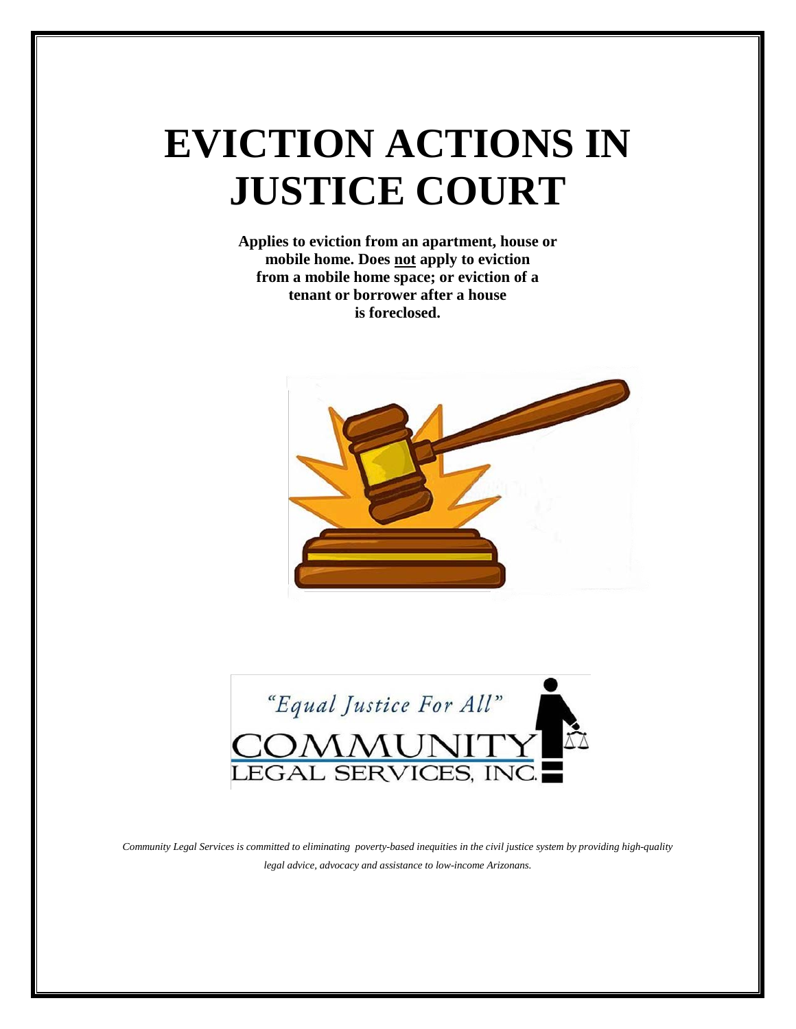# EVICTION ACTIONS IN JUSTICE COURT

**Applies to eviction from an apartment, house or mobile home. Does not apply to eviction from a mobile home space; or eviction of a tenant or borrower after a house is foreclosed.**

"Equal Justice For All"

COMMUNITY LEGAL SERVICES, INC.

*Community Legal Services is committed to eliminating poverty-based inequities in the civil justice system by providing high-quality legal advice, advocacy and assistance to low-income Arizonans.*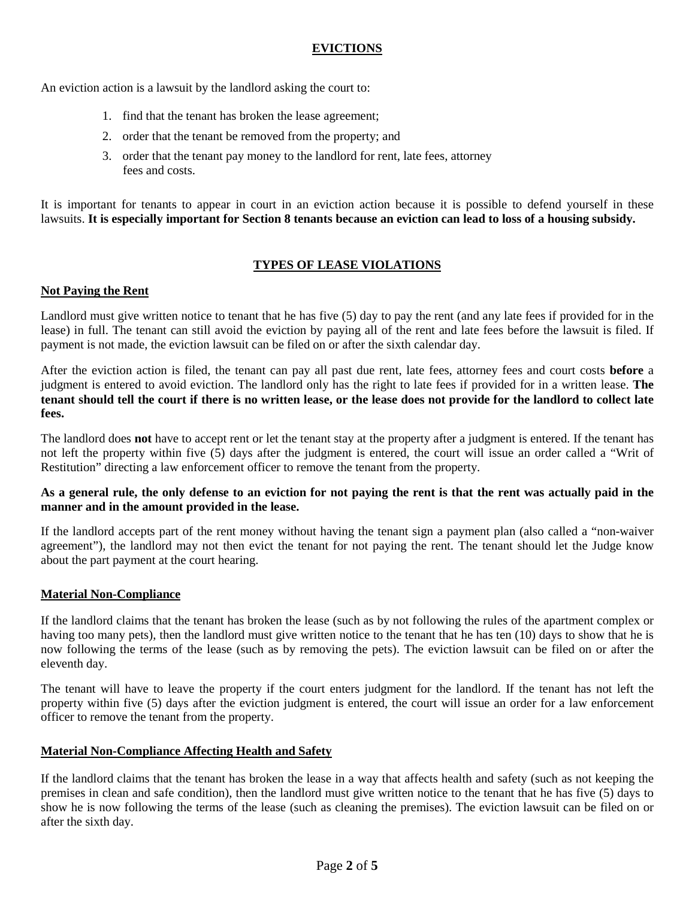## EVICTIONS

An eviction action is a lawsuit by the landlord asking the court to:

1. find that the tenant has broken the lease agreement;
2. order that the tenant be removed from the property; and
3. order that the tenant pay money to the landlord for rent, late fees, attorney fees and costs.

It is important for tenants to appear in court in an eviction action because it is possible to defend yourself in these lawsuits. **It is especially important for Section 8 tenants because an eviction can lead to loss of a housing subsidy.**

## TYPES OF LEASE VIOLATIONS

### Not Paying the Rent

Landlord must give written notice to tenant that he has five (5) day to pay the rent (and any late fees if provided for in the lease) in full. The tenant can still avoid the eviction by paying all of the rent and late fees before the lawsuit is filed. If payment is not made, the eviction lawsuit can be filed on or after the sixth calendar day.

After the eviction action is filed, the tenant can pay all past due rent, late fees, attorney fees and court costs **before** a judgment is entered to avoid eviction. The landlord only has the right to late fees if provided for in a written lease. **The tenant should tell the court if there is no written lease, or the lease does not provide for the landlord to collect late fees.**

The landlord does **not** have to accept rent or let the tenant stay at the property after a judgment is entered. If the tenant has not left the property within five (5) days after the judgment is entered, the court will issue an order called a "Writ of Restitution" directing a law enforcement officer to remove the tenant from the property.

**As a general rule, the only defense to an eviction for not paying the rent is that the rent was actually paid in the manner and in the amount provided in the lease.**

If the landlord accepts part of the rent money without having the tenant sign a payment plan (also called a "non-waiver agreement"), the landlord may not then evict the tenant for not paying the rent. The tenant should let the Judge know about the part payment at the court hearing.

### Material Non-Compliance

If the landlord claims that the tenant has broken the lease (such as by not following the rules of the apartment complex or having too many pets), then the landlord must give written notice to the tenant that he has ten (10) days to show that he is now following the terms of the lease (such as by removing the pets). The eviction lawsuit can be filed on or after the eleventh day.

The tenant will have to leave the property if the court enters judgment for the landlord. If the tenant has not left the property within five (5) days after the eviction judgment is entered, the court will issue an order for a law enforcement officer to remove the tenant from the property.

### Material Non-Compliance Affecting Health and Safety

If the landlord claims that the tenant has broken the lease in a way that affects health and safety (such as not keeping the premises in clean and safe condition), then the landlord must give written notice to the tenant that he has five (5) days to show he is now following the terms of the lease (such as cleaning the premises). The eviction lawsuit can be filed on or after the sixth day.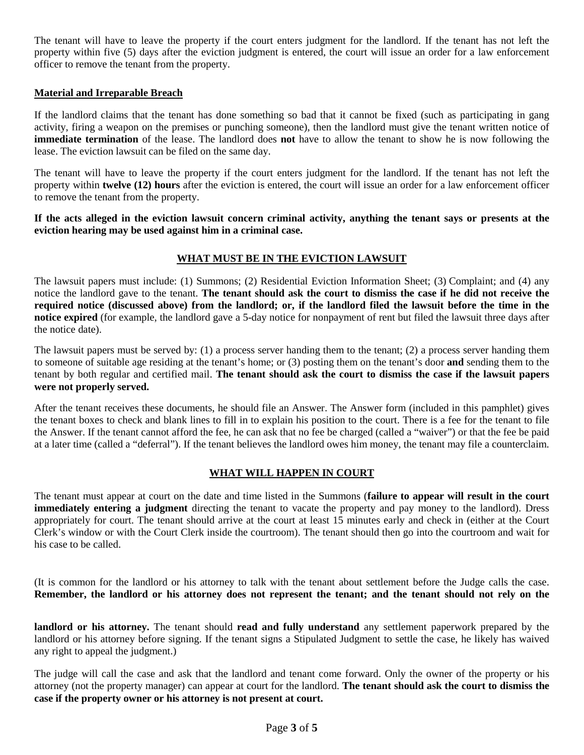The tenant will have to leave the property if the court enters judgment for the landlord. If the tenant has not left the property within five (5) days after the eviction judgment is entered, the court will issue an order for a law enforcement officer to remove the tenant from the property.

**Material and Irreparable Breach**

If the landlord claims that the tenant has done something so bad that it cannot be fixed (such as participating in gang activity, firing a weapon on the premises or punching someone), then the landlord must give the tenant written notice of **immediate termination** of the lease. The landlord does **not** have to allow the tenant to show he is now following the lease. The eviction lawsuit can be filed on the same day.

The tenant will have to leave the property if the court enters judgment for the landlord. If the tenant has not left the property within **twelve (12) hours** after the eviction is entered, the court will issue an order for a law enforcement officer to remove the tenant from the property.

**If the acts alleged in the eviction lawsuit concern criminal activity, anything the tenant says or presents at the eviction hearing may be used against him in a criminal case.**

## WHAT MUST BE IN THE EVICTION LAWSUIT

The lawsuit papers must include: (1) Summons; (2) Residential Eviction Information Sheet; (3) Complaint; and (4) any notice the landlord gave to the tenant. **The tenant should ask the court to dismiss the case if he did not receive the required notice (discussed above) from the landlord; or, if the landlord filed the lawsuit before the time in the notice expired** (for example, the landlord gave a 5-day notice for nonpayment of rent but filed the lawsuit three days after the notice date).

The lawsuit papers must be served by: (1) a process server handing them to the tenant; (2) a process server handing them to someone of suitable age residing at the tenant's home; or (3) posting them on the tenant's door **and** sending them to the tenant by both regular and certified mail. **The tenant should ask the court to dismiss the case if the lawsuit papers were not properly served.**

After the tenant receives these documents, he should file an Answer. The Answer form (included in this pamphlet) gives the tenant boxes to check and blank lines to fill in to explain his position to the court. There is a fee for the tenant to file the Answer. If the tenant cannot afford the fee, he can ask that no fee be charged (called a "waiver") or that the fee be paid at a later time (called a "deferral"). If the tenant believes the landlord owes him money, the tenant may file a counterclaim.

## WHAT WILL HAPPEN IN COURT

The tenant must appear at court on the date and time listed in the Summons (**failure to appear will result in the court immediately entering a judgment** directing the tenant to vacate the property and pay money to the landlord). Dress appropriately for court. The tenant should arrive at the court at least 15 minutes early and check in (either at the Court Clerk's window or with the Court Clerk inside the courtroom). The tenant should then go into the courtroom and wait for his case to be called.

(It is common for the landlord or his attorney to talk with the tenant about settlement before the Judge calls the case. **Remember, the landlord or his attorney does not represent the tenant; and the tenant should not rely on the landlord or his attorney.** The tenant should **read and fully understand** any settlement paperwork prepared by the landlord or his attorney before signing. If the tenant signs a Stipulated Judgment to settle the case, he likely has waived any right to appeal the judgment.)

The judge will call the case and ask that the landlord and tenant come forward. Only the owner of the property or his attorney (not the property manager) can appear at court for the landlord. **The tenant should ask the court to dismiss the case if the property owner or his attorney is not present at court.**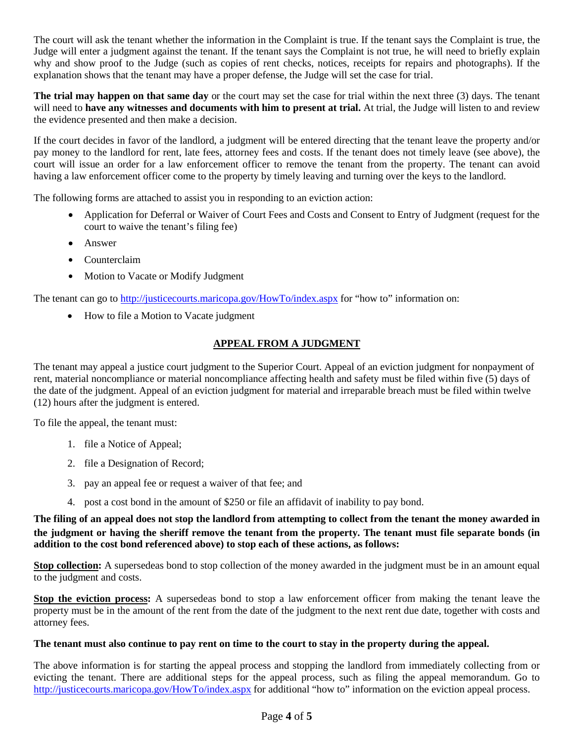The court will ask the tenant whether the information in the Complaint is true. If the tenant says the Complaint is true, the Judge will enter a judgment against the tenant. If the tenant says the Complaint is not true, he will need to briefly explain why and show proof to the Judge (such as copies of rent checks, notices, receipts for repairs and photographs). If the explanation shows that the tenant may have a proper defense, the Judge will set the case for trial.

**The trial may happen on that same day** or the court may set the case for trial within the next three (3) days. The tenant will need to **have any witnesses and documents with him to present at trial.** At trial, the Judge will listen to and review the evidence presented and then make a decision.

If the court decides in favor of the landlord, a judgment will be entered directing that the tenant leave the property and/or pay money to the landlord for rent, late fees, attorney fees and costs. If the tenant does not timely leave (see above), the court will issue an order for a law enforcement officer to remove the tenant from the property. The tenant can avoid having a law enforcement officer come to the property by timely leaving and turning over the keys to the landlord.

The following forms are attached to assist you in responding to an eviction action:

- Application for Deferral or Waiver of Court Fees and Costs and Consent to Entry of Judgment (request for the court to waive the tenant's filing fee)
- Answer
- Counterclaim
- Motion to Vacate or Modify Judgment

The tenant can go to http://justicecourts.maricopa.gov/HowTo/index.aspx for "how to" information on:

- How to file a Motion to Vacate judgment

## APPEAL FROM A JUDGMENT

The tenant may appeal a justice court judgment to the Superior Court. Appeal of an eviction judgment for nonpayment of rent, material noncompliance or material noncompliance affecting health and safety must be filed within five (5) days of the date of the judgment. Appeal of an eviction judgment for material and irreparable breach must be filed within twelve (12) hours after the judgment is entered.

To file the appeal, the tenant must:

1. file a Notice of Appeal;
2. file a Designation of Record;
3. pay an appeal fee or request a waiver of that fee; and
4. post a cost bond in the amount of $250 or file an affidavit of inability to pay bond.

**The filing of an appeal does not stop the landlord from attempting to collect from the tenant the money awarded in the judgment or having the sheriff remove the tenant from the property. The tenant must file separate bonds (in addition to the cost bond referenced above) to stop each of these actions, as follows:**

**Stop collection:** A supersedeas bond to stop collection of the money awarded in the judgment must be in an amount equal to the judgment and costs.

**Stop the eviction process:** A supersedeas bond to stop a law enforcement officer from making the tenant leave the property must be in the amount of the rent from the date of the judgment to the next rent due date, together with costs and attorney fees.

**The tenant must also continue to pay rent on time to the court to stay in the property during the appeal.**

The above information is for starting the appeal process and stopping the landlord from immediately collecting from or evicting the tenant. There are additional steps for the appeal process, such as filing the appeal memorandum. Go to http://justicecourts.maricopa.gov/HowTo/index.aspx for additional "how to" information on the eviction appeal process.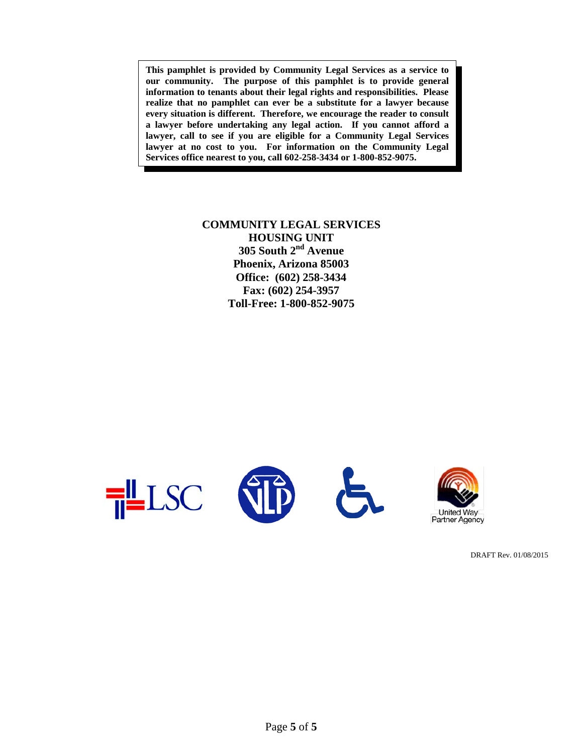**This pamphlet is provided by Community Legal Services as a service to our community. The purpose of this pamphlet is to provide general information to tenants about their legal rights and responsibilities. Please realize that no pamphlet can ever be a substitute for a lawyer because every situation is different. Therefore, we encourage the reader to consult a lawyer before undertaking any legal action. If you cannot afford a lawyer, call to see if you are eligible for a Community Legal Services lawyer at no cost to you. For information on the Community Legal Services office nearest to you, call 602-258-3434 or 1-800-852-9075.**

**COMMUNITY LEGAL SERVICES**
**HOUSING UNIT**
**305 South 2nd Avenue**
**Phoenix, Arizona 85003**
**Office: (602) 258-3434**
**Fax: (602) 254-3957**
**Toll-Free: 1-800-852-9075**

LSC

United Way Partner Agency

DRAFT Rev. 01/08/2015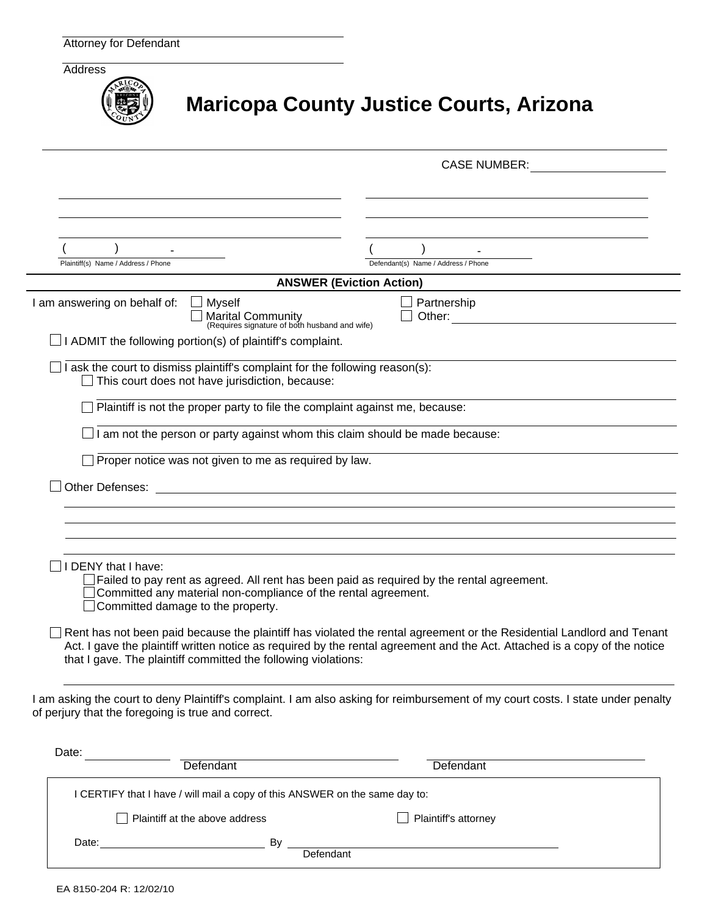Attorney for Defendant

Address

# Maricopa County Justice Courts, Arizona

CASE NUMBER: ____________________

| Plaintiff(s) Name / Address / Phone | Defendant(s) Name / Address / Phone |
|---|---|
| ( ) - | ( ) - |

## ANSWER (Eviction Action)

I am answering on behalf of: ☐ Myself ☐ Marital Community (Requires signature of both husband and wife) ☐ Partnership ☐ Other: ____________

☐ I ADMIT the following portion(s) of plaintiff's complaint.

☐ I ask the court to dismiss plaintiff's complaint for the following reason(s):

- ☐ This court does not have jurisdiction, because:
- ☐ Plaintiff is not the proper party to file the complaint against me, because:
- ☐ I am not the person or party against whom this claim should be made because:
- ☐ Proper notice was not given to me as required by law.

☐ Other Defenses: ____________

☐ I DENY that I have:

- ☐ Failed to pay rent as agreed. All rent has been paid as required by the rental agreement.
- ☐ Committed any material non-compliance of the rental agreement.
- ☐ Committed damage to the property.

☐ Rent has not been paid because the plaintiff has violated the rental agreement or the Residential Landlord and Tenant Act. I gave the plaintiff written notice as required by the rental agreement and the Act. Attached is a copy of the notice that I gave. The plaintiff committed the following violations:

I am asking the court to deny Plaintiff's complaint. I am also asking for reimbursement of my court costs. I state under penalty of perjury that the foregoing is true and correct.

Date: ____________ Defendant ____________ Defendant ____________

I CERTIFY that I have / will mail a copy of this ANSWER on the same day to:

☐ Plaintiff at the above address ☐ Plaintiff's attorney

Date: ____________ By ____________ Defendant

EA 8150-204 R: 12/02/10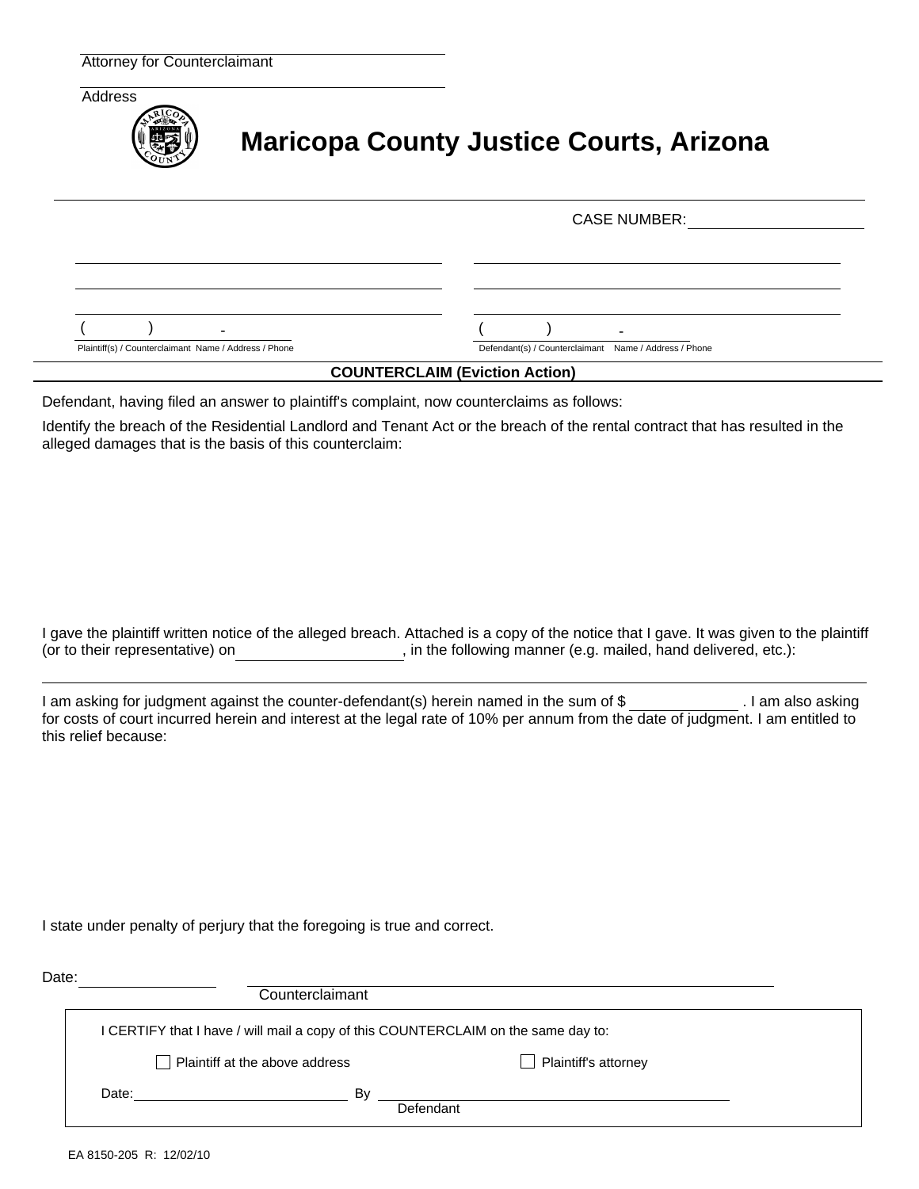Attorney for Counterclaimant

Address

# Maricopa County Justice Courts, Arizona

CASE NUMBER: ____________________

| | |
|---|---|
| ____________________ | ____________________ |
| ____________________ | ____________________ |
| ____________________ | ____________________ |
| (       )        - | (       )        - |
| Plaintiff(s) / Counterclaimant Name / Address / Phone | Defendant(s) / Counterclaimant Name / Address / Phone |

## COUNTERCLAIM (Eviction Action)

Defendant, having filed an answer to plaintiff's complaint, now counterclaims as follows:

Identify the breach of the Residential Landlord and Tenant Act or the breach of the rental contract that has resulted in the alleged damages that is the basis of this counterclaim:

I gave the plaintiff written notice of the alleged breach. Attached is a copy of the notice that I gave. It was given to the plaintiff (or to their representative) on____________________, in the following manner (e.g. mailed, hand delivered, etc.):

______________________________________________________________________

I am asking for judgment against the counter-defendant(s) herein named in the sum of $ ____________ . I am also asking for costs of court incurred herein and interest at the legal rate of 10% per annum from the date of judgment. I am entitled to this relief because:

I state under penalty of perjury that the foregoing is true and correct.

Date:________________  ______________________________________________
Counterclaimant

I CERTIFY that I have / will mail a copy of this COUNTERCLAIM on the same day to:

☐ Plaintiff at the above address ☐ Plaintiff's attorney

Date:__________________________ By ______________________________
Defendant

EA 8150-205 R: 12/02/10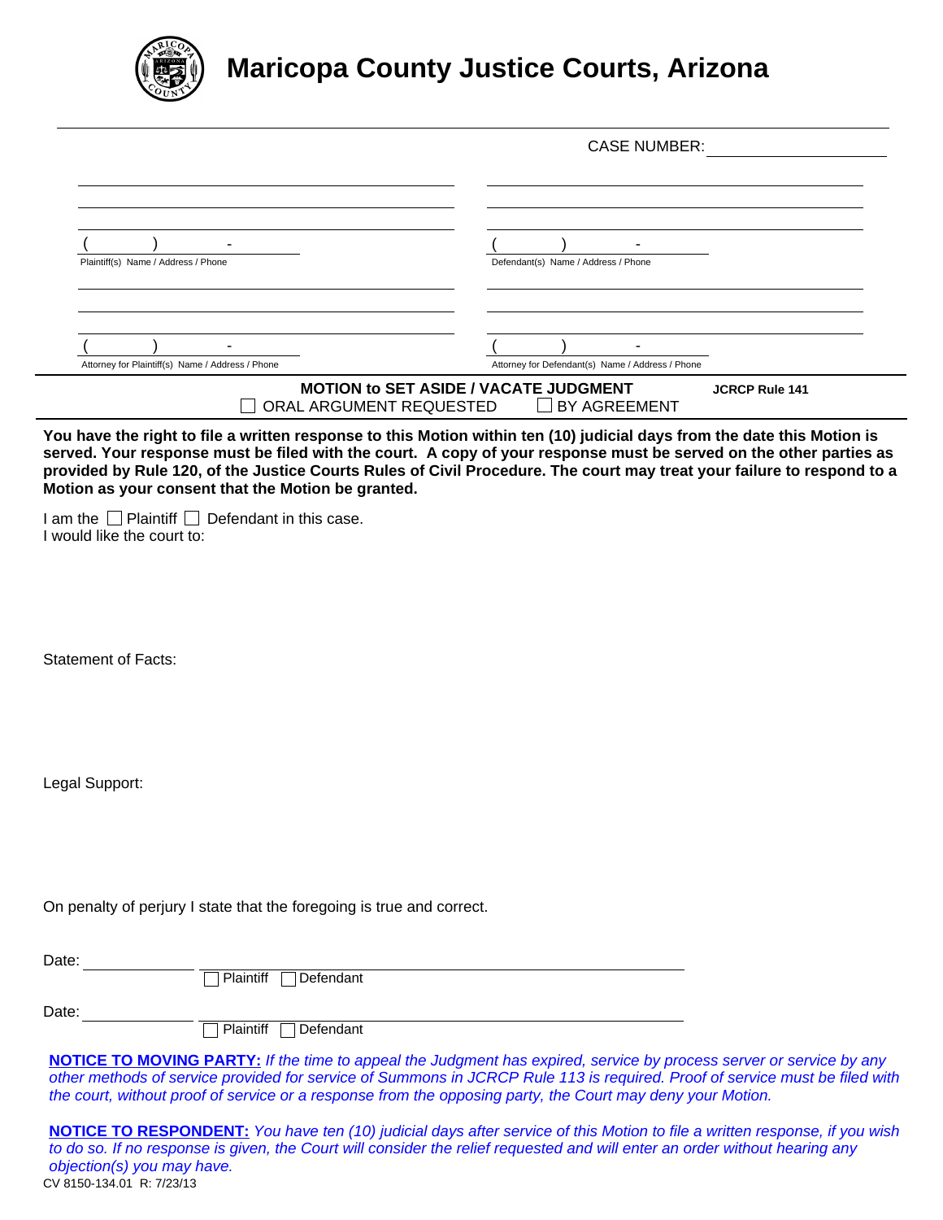# Maricopa County Justice Courts, Arizona

CASE NUMBER: ______________________

| | |
|---|---|
| ______________________ | ______________________ |
| ______________________ | ______________________ |
| ______________________ | ______________________ |
| (      )        - | (      )        - |
| Plaintiff(s) Name / Address / Phone | Defendant(s) Name / Address / Phone |
| ______________________ | ______________________ |
| ______________________ | ______________________ |
| ______________________ | ______________________ |
| (      )        - | (      )        - |
| Attorney for Plaintiff(s) Name / Address / Phone | Attorney for Defendant(s) Name / Address / Phone |

**MOTION to SET ASIDE / VACATE JUDGMENT** **JCRCP Rule 141**

☐ ORAL ARGUMENT REQUESTED ☐ BY AGREEMENT

**You have the right to file a written response to this Motion within ten (10) judicial days from the date this Motion is served. Your response must be filed with the court. A copy of your response must be served on the other parties as provided by Rule 120, of the Justice Courts Rules of Civil Procedure. The court may treat your failure to respond to a Motion as your consent that the Motion be granted.**

I am the ☐ Plaintiff ☐ Defendant in this case.
I would like the court to:

Statement of Facts:

Legal Support:

On penalty of perjury I state that the foregoing is true and correct.

Date: ______________ ______________________________________
☐ Plaintiff ☐ Defendant

Date: ______________ ______________________________________
☐ Plaintiff ☐ Defendant

**NOTICE TO MOVING PARTY:** *If the time to appeal the Judgment has expired, service by process server or service by any other methods of service provided for service of Summons in JCRCP Rule 113 is required. Proof of service must be filed with the court, without proof of service or a response from the opposing party, the Court may deny your Motion.*

**NOTICE TO RESPONDENT:** *You have ten (10) judicial days after service of this Motion to file a written response, if you wish to do so. If no response is given, the Court will consider the relief requested and will enter an order without hearing any objection(s) you may have.*

CV 8150-134.01 R: 7/23/13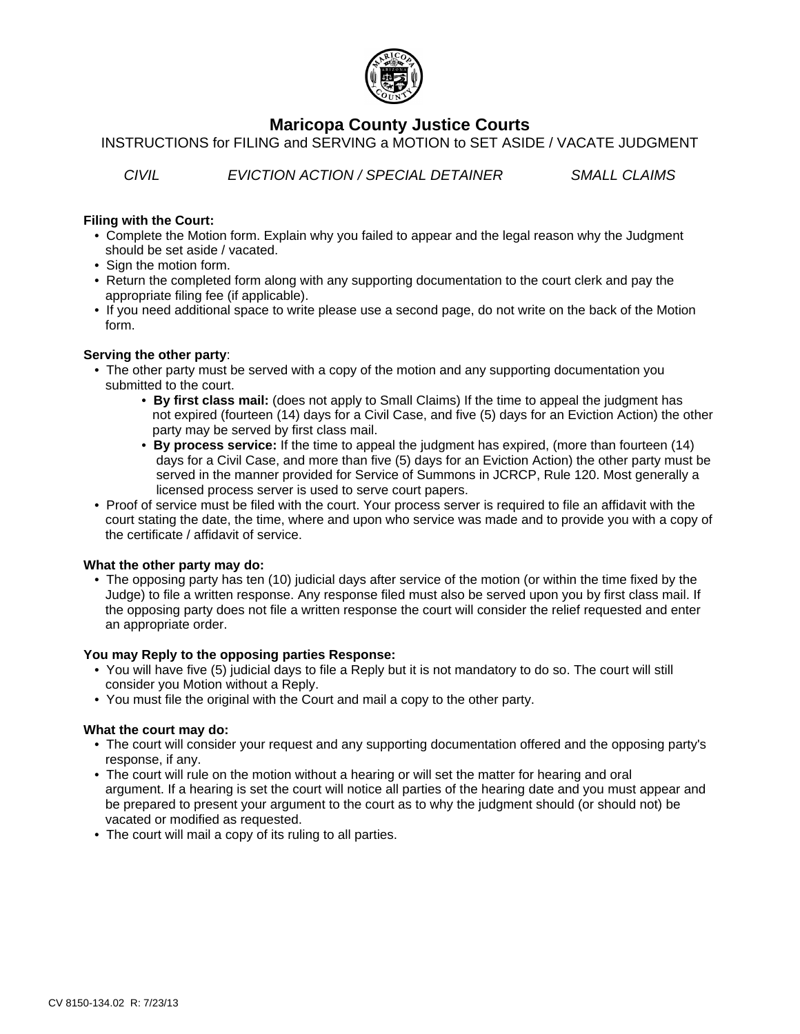# Maricopa County Justice Courts

INSTRUCTIONS for FILING and SERVING a MOTION to SET ASIDE / VACATE JUDGMENT

*CIVIL* *EVICTION ACTION / SPECIAL DETAINER* *SMALL CLAIMS*

**Filing with the Court:**

- Complete the Motion form. Explain why you failed to appear and the legal reason why the Judgment should be set aside / vacated.
- Sign the motion form.
- Return the completed form along with any supporting documentation to the court clerk and pay the appropriate filing fee (if applicable).
- If you need additional space to write please use a second page, do not write on the back of the Motion form.

**Serving the other party**:

- The other party must be served with a copy of the motion and any supporting documentation you submitted to the court.
  - **By first class mail:** (does not apply to Small Claims) If the time to appeal the judgment has not expired (fourteen (14) days for a Civil Case, and five (5) days for an Eviction Action) the other party may be served by first class mail.
  - **By process service:** If the time to appeal the judgment has expired, (more than fourteen (14) days for a Civil Case, and more than five (5) days for an Eviction Action) the other party must be served in the manner provided for Service of Summons in JCRCP, Rule 120. Most generally a licensed process server is used to serve court papers.
- Proof of service must be filed with the court. Your process server is required to file an affidavit with the court stating the date, the time, where and upon who service was made and to provide you with a copy of the certificate / affidavit of service.

**What the other party may do:**

- The opposing party has ten (10) judicial days after service of the motion (or within the time fixed by the Judge) to file a written response. Any response filed must also be served upon you by first class mail. If the opposing party does not file a written response the court will consider the relief requested and enter an appropriate order.

**You may Reply to the opposing parties Response:**

- You will have five (5) judicial days to file a Reply but it is not mandatory to do so. The court will still consider you Motion without a Reply.
- You must file the original with the Court and mail a copy to the other party.

**What the court may do:**

- The court will consider your request and any supporting documentation offered and the opposing party's response, if any.
- The court will rule on the motion without a hearing or will set the matter for hearing and oral argument. If a hearing is set the court will notice all parties of the hearing date and you must appear and be prepared to present your argument to the court as to why the judgment should (or should not) be vacated or modified as requested.
- The court will mail a copy of its ruling to all parties.

CV 8150-134.02 R: 7/23/13